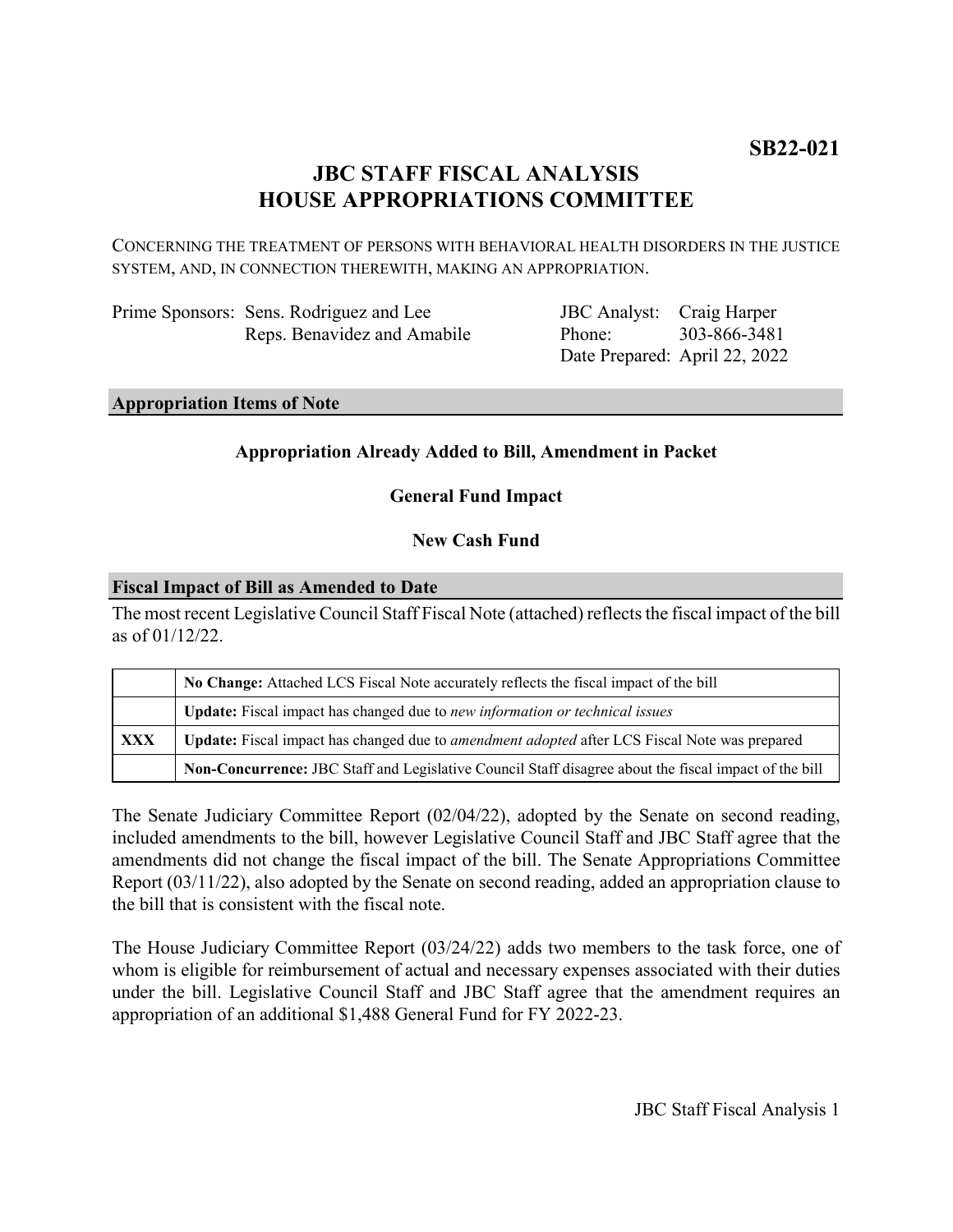**SB22-021**

# JBC STAFF FISCAL ANALYSIS
# HOUSE APPROPRIATIONS COMMITTEE

CONCERNING THE TREATMENT OF PERSONS WITH BEHAVIORAL HEALTH DISORDERS IN THE JUSTICE SYSTEM, AND, IN CONNECTION THEREWITH, MAKING AN APPROPRIATION.

Prime Sponsors: Sens. Rodriguez and Lee
Reps. Benavidez and Amabile

JBC Analyst: Craig Harper
Phone: 303-866-3481
Date Prepared: April 22, 2022

## Appropriation Items of Note

**Appropriation Already Added to Bill, Amendment in Packet**

**General Fund Impact**

**New Cash Fund**

## Fiscal Impact of Bill as Amended to Date

The most recent Legislative Council Staff Fiscal Note (attached) reflects the fiscal impact of the bill as of 01/12/22.

| | |
|---|---|
| | **No Change:** Attached LCS Fiscal Note accurately reflects the fiscal impact of the bill |
| | **Update:** Fiscal impact has changed due to *new information or technical issues* |
| **XXX** | **Update:** Fiscal impact has changed due to *amendment adopted* after LCS Fiscal Note was prepared |
| | **Non-Concurrence:** JBC Staff and Legislative Council Staff disagree about the fiscal impact of the bill |

The Senate Judiciary Committee Report (02/04/22), adopted by the Senate on second reading, included amendments to the bill, however Legislative Council Staff and JBC Staff agree that the amendments did not change the fiscal impact of the bill. The Senate Appropriations Committee Report (03/11/22), also adopted by the Senate on second reading, added an appropriation clause to the bill that is consistent with the fiscal note.

The House Judiciary Committee Report (03/24/22) adds two members to the task force, one of whom is eligible for reimbursement of actual and necessary expenses associated with their duties under the bill. Legislative Council Staff and JBC Staff agree that the amendment requires an appropriation of an additional $1,488 General Fund for FY 2022-23.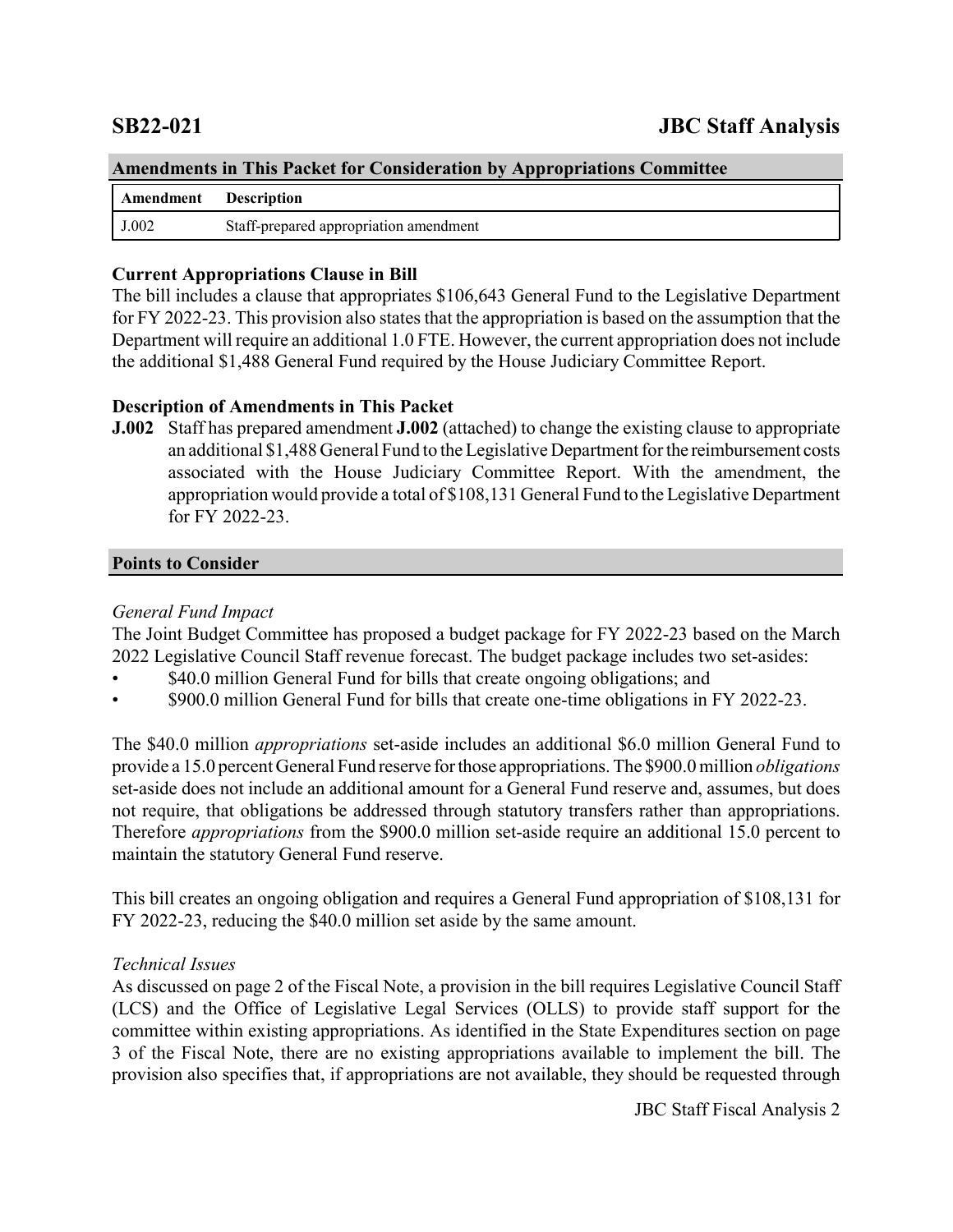## Amendments in This Packet for Consideration by Appropriations Committee

| Amendment | Description |
| --- | --- |
| J.002 | Staff-prepared appropriation amendment |

### Current Appropriations Clause in Bill

The bill includes a clause that appropriates $106,643 General Fund to the Legislative Department for FY 2022-23. This provision also states that the appropriation is based on the assumption that the Department will require an additional 1.0 FTE. However, the current appropriation does not include the additional $1,488 General Fund required by the House Judiciary Committee Report.

### Description of Amendments in This Packet

**J.002** Staff has prepared amendment **J.002** (attached) to change the existing clause to appropriate an additional $1,488 General Fund to the Legislative Department for the reimbursement costs associated with the House Judiciary Committee Report. With the amendment, the appropriation would provide a total of $108,131 General Fund to the Legislative Department for FY 2022-23.

## Points to Consider

*General Fund Impact*

The Joint Budget Committee has proposed a budget package for FY 2022-23 based on the March 2022 Legislative Council Staff revenue forecast. The budget package includes two set-asides:

- $40.0 million General Fund for bills that create ongoing obligations; and
- $900.0 million General Fund for bills that create one-time obligations in FY 2022-23.

The $40.0 million *appropriations* set-aside includes an additional $6.0 million General Fund to provide a 15.0 percent General Fund reserve for those appropriations. The $900.0 million *obligations* set-aside does not include an additional amount for a General Fund reserve and, assumes, but does not require, that obligations be addressed through statutory transfers rather than appropriations. Therefore *appropriations* from the $900.0 million set-aside require an additional 15.0 percent to maintain the statutory General Fund reserve.

This bill creates an ongoing obligation and requires a General Fund appropriation of $108,131 for FY 2022-23, reducing the $40.0 million set aside by the same amount.

*Technical Issues*

As discussed on page 2 of the Fiscal Note, a provision in the bill requires Legislative Council Staff (LCS) and the Office of Legislative Legal Services (OLLS) to provide staff support for the committee within existing appropriations. As identified in the State Expenditures section on page 3 of the Fiscal Note, there are no existing appropriations available to implement the bill. The provision also specifies that, if appropriations are not available, they should be requested through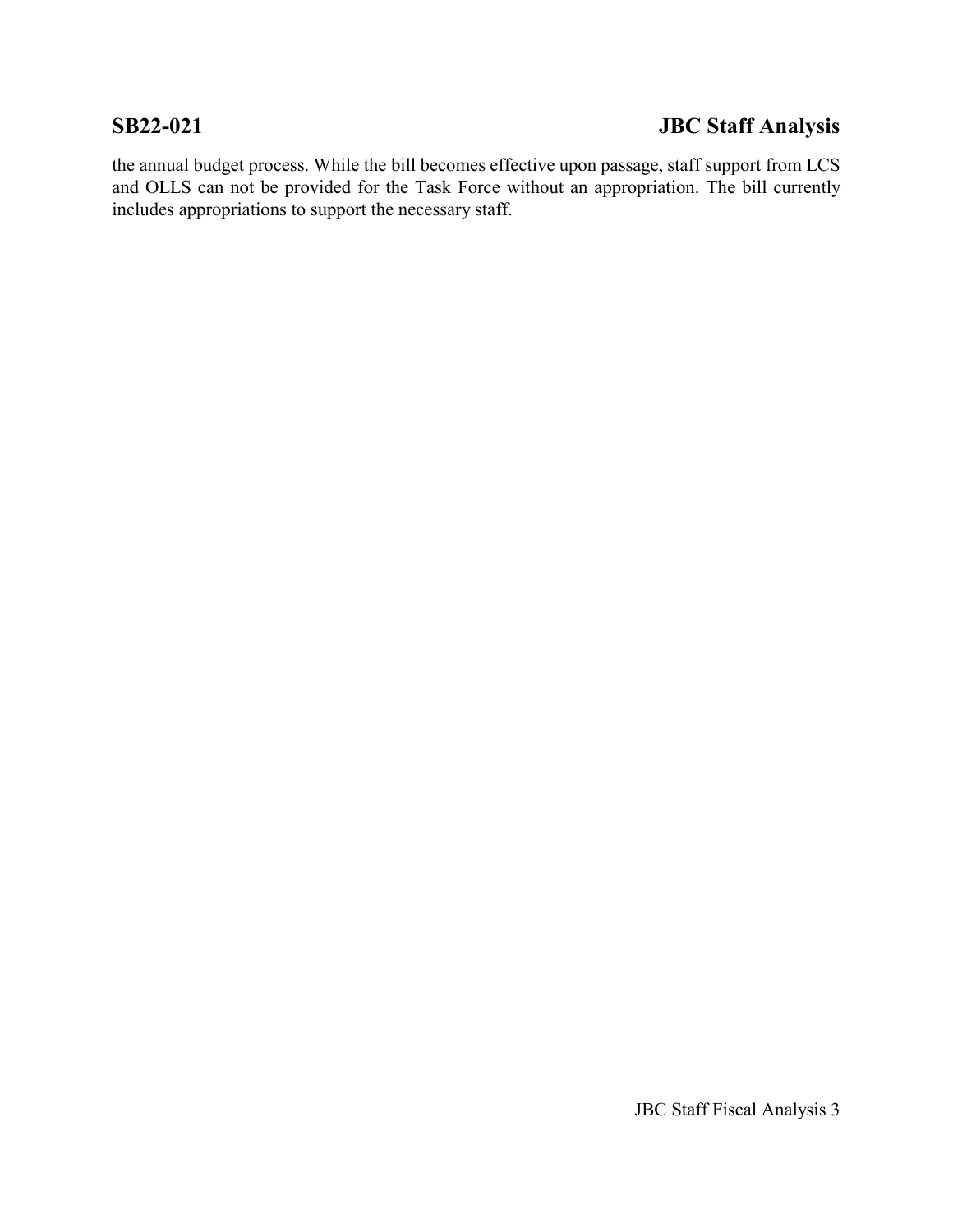the annual budget process. While the bill becomes effective upon passage, staff support from LCS and OLLS can not be provided for the Task Force without an appropriation. The bill currently includes appropriations to support the necessary staff.